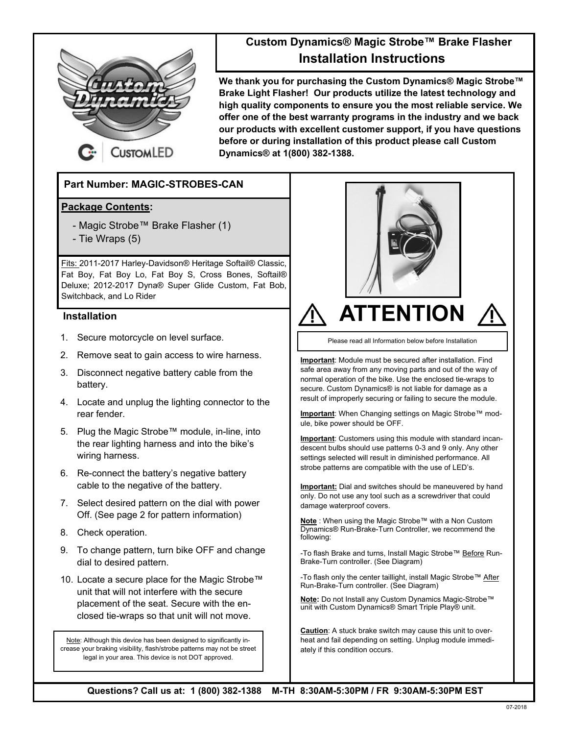# Custom Dynamics® Magic Strobe™ Brake Flasher

## Installation Instructions

**We thank you for purchasing the Custom Dynamics® Magic Strobe™ Brake Light Flasher! Our products utilize the latest technology and high quality components to ensure you the most reliable service. We offer one of the best warranty programs in the industry and we back our products with excellent customer support, if you have questions before or during installation of this product please call Custom Dynamics® at 1(800) 382-1388.**

**Part Number: MAGIC-STROBES-CAN**

**Package Contents:**

- Magic Strobe™ Brake Flasher (1)
- Tie Wraps (5)

Fits: 2011-2017 Harley-Davidson® Heritage Softail® Classic, Fat Boy, Fat Boy Lo, Fat Boy S, Cross Bones, Softail® Deluxe; 2012-2017 Dyna® Super Glide Custom, Fat Bob, Switchback, and Lo Rider

### Installation

1. Secure motorcycle on level surface.
2. Remove seat to gain access to wire harness.
3. Disconnect negative battery cable from the battery.
4. Locate and unplug the lighting connector to the rear fender.
5. Plug the Magic Strobe™ module, in-line, into the rear lighting harness and into the bike's wiring harness.
6. Re-connect the battery's negative battery cable to the negative of the battery.
7. Select desired pattern on the dial with power Off. (See page 2 for pattern information)
8. Check operation.
9. To change pattern, turn bike OFF and change dial to desired pattern.
10. Locate a secure place for the Magic Strobe™ unit that will not interfere with the secure placement of the seat. Secure with the enclosed tie-wraps so that unit will not move.

Note: Although this device has been designed to significantly increase your braking visibility, flash/strobe patterns may not be street legal in your area. This device is not DOT approved.

## ⚠ ATTENTION ⚠

Please read all Information below before Installation

**Important**: Module must be secured after installation. Find safe area away from any moving parts and out of the way of normal operation of the bike. Use the enclosed tie-wraps to secure. Custom Dynamics® is not liable for damage as a result of improperly securing or failing to secure the module.

**Important**: When Changing settings on Magic Strobe™ module, bike power should be OFF.

**Important**: Customers using this module with standard incandescent bulbs should use patterns 0-3 and 9 only. Any other settings selected will result in diminished performance. All strobe patterns are compatible with the use of LED's.

**Important:** Dial and switches should be maneuvered by hand only. Do not use any tool such as a screwdriver that could damage waterproof covers.

**Note** : When using the Magic Strobe™ with a Non Custom Dynamics® Run-Brake-Turn Controller, we recommend the following:

-To flash Brake and turns, Install Magic Strobe™ Before Run-Brake-Turn controller. (See Diagram)

-To flash only the center taillight, install Magic Strobe™ After Run-Brake-Turn controller. (See Diagram)

**Note:** Do not Install any Custom Dynamics Magic-Strobe™ unit with Custom Dynamics® Smart Triple Play® unit.

**Caution**: A stuck brake switch may cause this unit to overheat and fail depending on setting. Unplug module immediately if this condition occurs.

**Questions? Call us at: 1 (800) 382-1388 M-TH 8:30AM-5:30PM / FR 9:30AM-5:30PM EST**

07-2018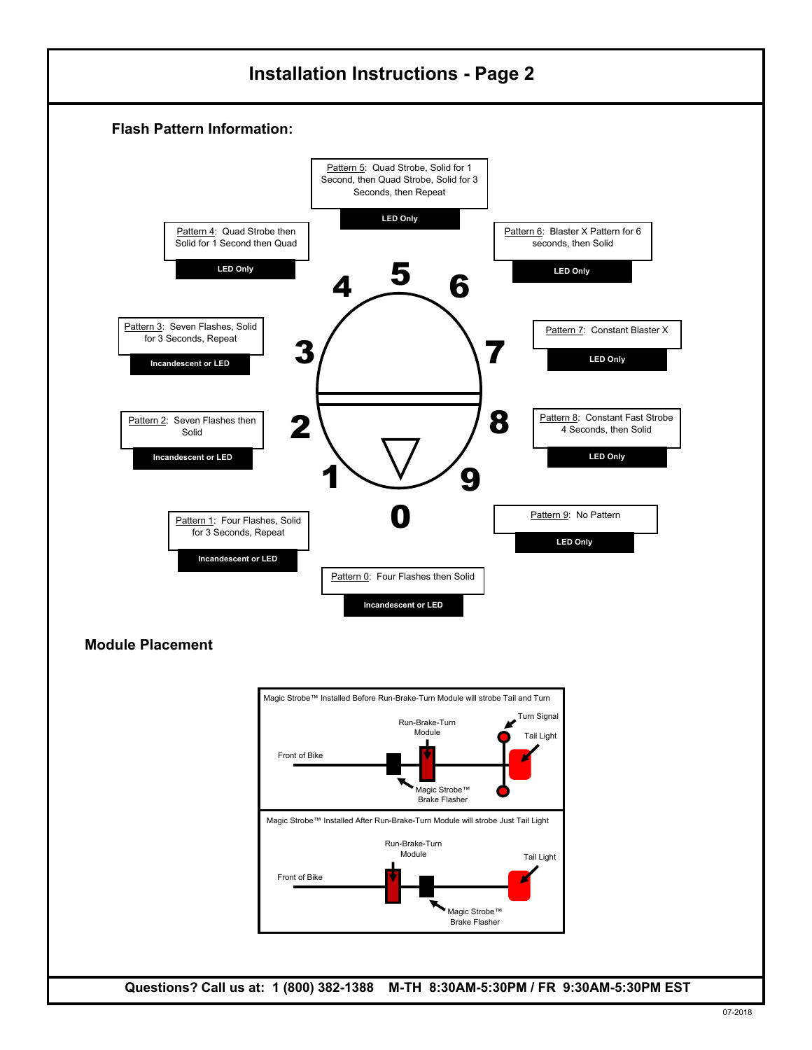# Installation Instructions - Page 2

## Flash Pattern Information:

Pattern 5: Quad Strobe, Solid for 1 Second, then Quad Strobe, Solid for 3 Seconds, then Repeat
**LED Only**

Pattern 4: Quad Strobe then Solid for 1 Second then Quad
**LED Only**

Pattern 6: Blaster X Pattern for 6 seconds, then Solid
**LED Only**

Pattern 3: Seven Flashes, Solid for 3 Seconds, Repeat
**Incandescent or LED**

Pattern 7: Constant Blaster X
**LED Only**

Pattern 2: Seven Flashes then Solid
**Incandescent or LED**

Pattern 8: Constant Fast Strobe 4 Seconds, then Solid
**LED Only**

Pattern 1: Four Flashes, Solid for 3 Seconds, Repeat
**Incandescent or LED**

Pattern 9: No Pattern
**LED Only**

Pattern 0: Four Flashes then Solid
**Incandescent or LED**

4 5 6
3 7
2 8
1 9
0

## Module Placement

Magic Strobe™ Installed Before Run-Brake-Turn Module will strobe Tail and Turn

Run-Brake-Turn Module
Turn Signal
Tail Light
Front of Bike
Magic Strobe™ Brake Flasher

Magic Strobe™ Installed After Run-Brake-Turn Module will strobe Just Tail Light

Run-Brake-Turn Module
Tail Light
Front of Bike
Magic Strobe™ Brake Flasher

**Questions? Call us at: 1 (800) 382-1388 M-TH 8:30AM-5:30PM / FR 9:30AM-5:30PM EST**

07-2018